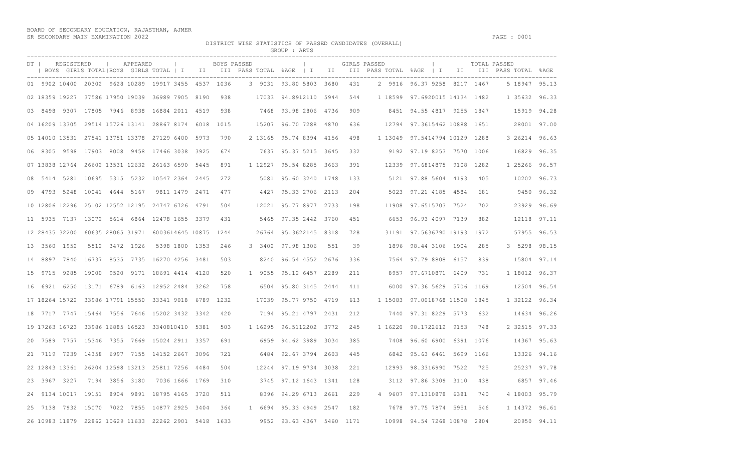BOARD OF SECONDARY EDUCATION, RAJASTHAN, AJMER
SR SECONDARY MAIN EXAMINATION 2022

DISTRICT WISE STATISTICS OF PASSED CANDIDATES (OVERALL)

GROUP : ARTS

| DT | REGISTERED | | | APPEARED | | | BOYS PASSED | | | | | | GIRLS PASSED | | | | | | TOTAL PASSED | | | | | |
|---|---|---|---|---|---|---|---|---|---|---|---|---|---|---|---|---|---|---|---|---|---|---|---|---|
| | BOYS | GIRLS | TOTAL | BOYS | GIRLS | TOTAL | I | II | III | PASS | TOTAL | %AGE | I | II | III | PASS | TOTAL | %AGE | I | II | III | PASS | TOTAL | %AGE |
| 01 | 9902 | 10400 | 20302 | 9628 | 10289 | 19917 | 3455 | 4537 | 1036 | 3 | 9031 | 93.80 | 5803 | 3680 | 431 | 2 | 9916 | 96.37 | 9258 | 8217 | 1467 | 5 | 18947 | 95.13 |
| 02 | 18359 | 19227 | 37586 | 17950 | 19039 | 36989 | 7905 | 8190 | 938 | | 17033 | 94.89 | 12110 | 5944 | 544 | 1 | 18599 | 97.69 | 20015 | 14134 | 1482 | 1 | 35632 | 96.33 |
| 03 | 8498 | 9307 | 17805 | 7946 | 8938 | 16884 | 2011 | 4519 | 938 | | 7468 | 93.98 | 2806 | 4736 | 909 | | 8451 | 94.55 | 4817 | 9255 | 1847 | | 15919 | 94.28 |
| 04 | 16209 | 13305 | 29514 | 15726 | 13141 | 28867 | 8174 | 6018 | 1015 | | 15207 | 96.70 | 7288 | 4870 | 636 | | 12794 | 97.36 | 15462 | 10888 | 1651 | | 28001 | 97.00 |
| 05 | 14010 | 13531 | 27541 | 13751 | 13378 | 27129 | 6400 | 5973 | 790 | 2 | 13165 | 95.74 | 8394 | 4156 | 498 | 1 | 13049 | 97.54 | 14794 | 10129 | 1288 | 3 | 26214 | 96.63 |
| 06 | 8305 | 9598 | 17903 | 8008 | 9458 | 17466 | 3038 | 3925 | 674 | | 7637 | 95.37 | 5215 | 3645 | 332 | | 9192 | 97.19 | 8253 | 7570 | 1006 | | 16829 | 96.35 |
| 07 | 13838 | 12764 | 26602 | 13531 | 12632 | 26163 | 6590 | 5445 | 891 | 1 | 12927 | 95.54 | 8285 | 3663 | 391 | | 12339 | 97.68 | 14875 | 9108 | 1282 | 1 | 25266 | 96.57 |
| 08 | 5414 | 5281 | 10695 | 5315 | 5232 | 10547 | 2364 | 2445 | 272 | | 5081 | 95.60 | 3240 | 1748 | 133 | | 5121 | 97.88 | 5604 | 4193 | 405 | | 10202 | 96.73 |
| 09 | 4793 | 5248 | 10041 | 4644 | 5167 | 9811 | 1479 | 2471 | 477 | | 4427 | 95.33 | 2706 | 2113 | 204 | | 5023 | 97.21 | 4185 | 4584 | 681 | | 9450 | 96.32 |
| 10 | 12806 | 12296 | 25102 | 12552 | 12195 | 24747 | 6726 | 4791 | 504 | | 12021 | 95.77 | 8977 | 2733 | 198 | | 11908 | 97.65 | 15703 | 7524 | 702 | | 23929 | 96.69 |
| 11 | 5935 | 7137 | 13072 | 5614 | 6864 | 12478 | 1655 | 3379 | 431 | | 5465 | 97.35 | 2442 | 3760 | 451 | | 6653 | 96.93 | 4097 | 7139 | 882 | | 12118 | 97.11 |
| 12 | 28435 | 32200 | 60635 | 28065 | 31971 | 60036 | 14645 | 10875 | 1244 | | 26764 | 95.36 | 22145 | 8318 | 728 | | 31191 | 97.56 | 36790 | 19193 | 1972 | | 57955 | 96.53 |
| 13 | 3560 | 1952 | 5512 | 3472 | 1926 | 5398 | 1800 | 1353 | 246 | 3 | 3402 | 97.98 | 1306 | 551 | 39 | | 1896 | 98.44 | 3106 | 1904 | 285 | 3 | 5298 | 98.15 |
| 14 | 8897 | 7840 | 16737 | 8535 | 7735 | 16270 | 4256 | 3481 | 503 | | 8240 | 96.54 | 4552 | 2676 | 336 | | 7564 | 97.79 | 8808 | 6157 | 839 | | 15804 | 97.14 |
| 15 | 9715 | 9285 | 19000 | 9520 | 9171 | 18691 | 4414 | 4120 | 520 | 1 | 9055 | 95.12 | 6457 | 2289 | 211 | | 8957 | 97.67 | 10871 | 6409 | 731 | 1 | 18012 | 96.37 |
| 16 | 6921 | 6250 | 13171 | 6789 | 6163 | 12952 | 2484 | 3262 | 758 | | 6504 | 95.80 | 3145 | 2444 | 411 | | 6000 | 97.36 | 5629 | 5706 | 1169 | | 12504 | 96.54 |
| 17 | 18264 | 15722 | 33986 | 17791 | 15550 | 33341 | 9018 | 6789 | 1232 | | 17039 | 95.77 | 9750 | 4719 | 613 | 1 | 15083 | 97.00 | 18768 | 11508 | 1845 | 1 | 32122 | 96.34 |
| 18 | 7717 | 7747 | 15464 | 7556 | 7646 | 15202 | 3432 | 3342 | 420 | | 7194 | 95.21 | 4797 | 2431 | 212 | | 7440 | 97.31 | 8229 | 5773 | 632 | | 14634 | 96.26 |
| 19 | 17263 | 16723 | 33986 | 16885 | 16523 | 33408 | 10410 | 5381 | 503 | 1 | 16295 | 96.51 | 12202 | 3772 | 245 | 1 | 16220 | 98.17 | 22612 | 9153 | 748 | 2 | 32515 | 97.33 |
| 20 | 7589 | 7757 | 15346 | 7355 | 7669 | 15024 | 2911 | 3357 | 691 | | 6959 | 94.62 | 3989 | 3034 | 385 | | 7408 | 96.60 | 6900 | 6391 | 1076 | | 14367 | 95.63 |
| 21 | 7119 | 7239 | 14358 | 6997 | 7155 | 14152 | 2667 | 3096 | 721 | | 6484 | 92.67 | 3794 | 2603 | 445 | | 6842 | 95.63 | 6461 | 5699 | 1166 | | 13326 | 94.16 |
| 22 | 12843 | 13361 | 26204 | 12598 | 13213 | 25811 | 7256 | 4484 | 504 | | 12244 | 97.19 | 9734 | 3038 | 221 | | 12993 | 98.33 | 16990 | 7522 | 725 | | 25237 | 97.78 |
| 23 | 3967 | 3227 | 7194 | 3856 | 3180 | 7036 | 1666 | 1769 | 310 | | 3745 | 97.12 | 1643 | 1341 | 128 | | 3112 | 97.86 | 3309 | 3110 | 438 | | 6857 | 97.46 |
| 24 | 9134 | 10017 | 19151 | 8904 | 9891 | 18795 | 4165 | 3720 | 511 | | 8396 | 94.29 | 6713 | 2661 | 229 | 4 | 9607 | 97.13 | 10878 | 6381 | 740 | 4 | 18003 | 95.79 |
| 25 | 7138 | 7932 | 15070 | 7022 | 7855 | 14877 | 2925 | 3404 | 364 | 1 | 6694 | 95.33 | 4949 | 2547 | 182 | | 7678 | 97.75 | 7874 | 5951 | 546 | 1 | 14372 | 96.61 |
| 26 | 10983 | 11879 | 22862 | 10629 | 11633 | 22262 | 2901 | 5418 | 1633 | | 9952 | 93.63 | 4367 | 5460 | 1171 | | 10998 | 94.54 | 7268 | 10878 | 2804 | | 20950 | 94.11 |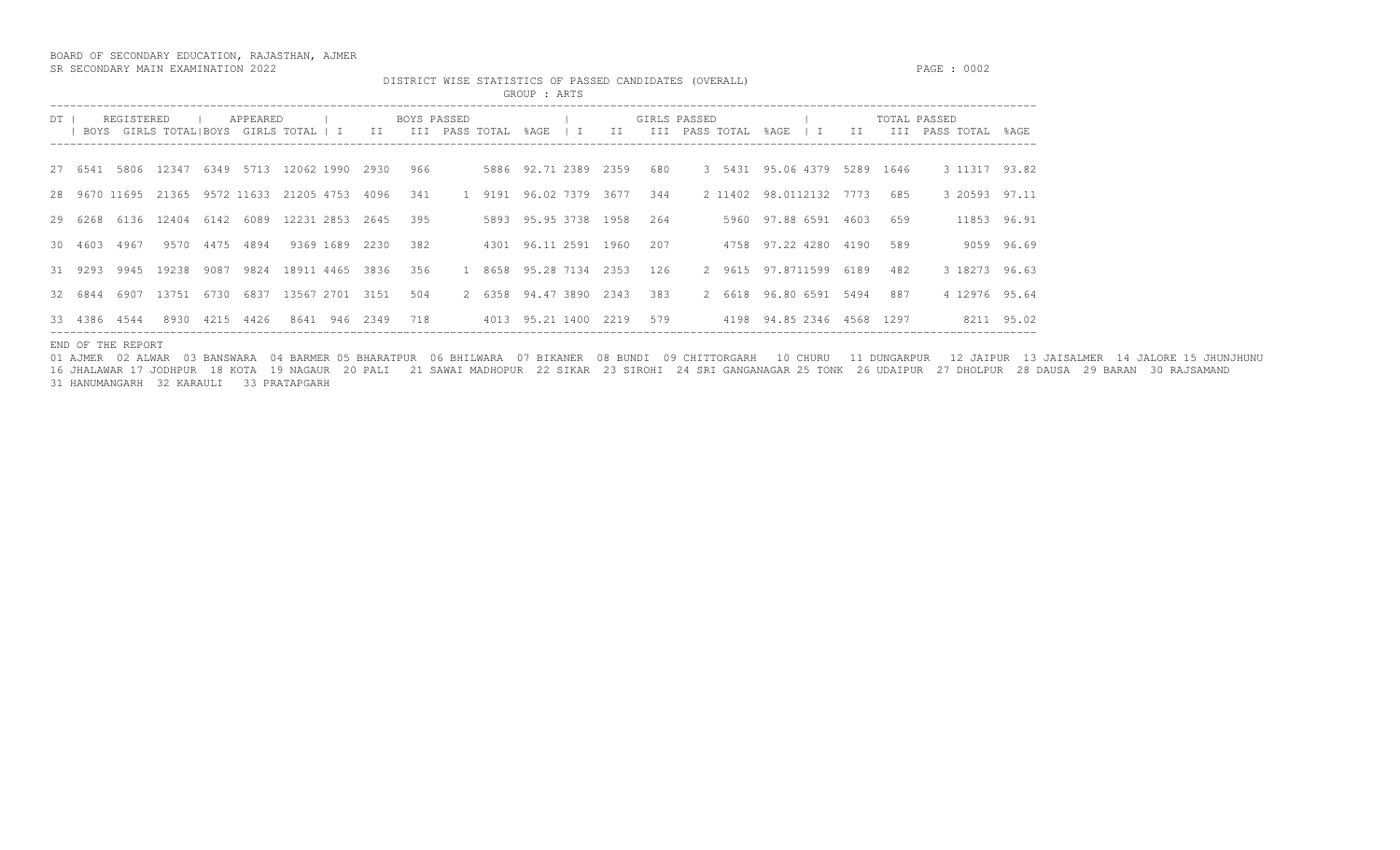BOARD OF SECONDARY EDUCATION, RAJASTHAN, AJMER
SR SECONDARY MAIN EXAMINATION 2022

DISTRICT WISE STATISTICS OF PASSED CANDIDATES (OVERALL)

GROUP : ARTS

| DT | REGISTERED | | | APPEARED | | | BOYS PASSED | | | | | | GIRLS PASSED | | | | | | TOTAL PASSED | | | | | |
|---|---|---|---|---|---|---|---|---|---|---|---|---|---|---|---|---|---|---|---|---|---|---|---|---|
| | BOYS | GIRLS | TOTAL | BOYS | GIRLS | TOTAL | I | II | III | PASS | TOTAL | %AGE | I | II | III | PASS | TOTAL | %AGE | I | II | III | PASS | TOTAL | %AGE |
| 27 | 6541 | 5806 | 12347 | 6349 | 5713 | 12062 | 1990 | 2930 | 966 | | 5886 | 92.71 | 2389 | 2359 | 680 | 3 | 5431 | 95.06 | 4379 | 5289 | 1646 | 3 | 11317 | 93.82 |
| 28 | 9670 | 11695 | 21365 | 9572 | 11633 | 21205 | 4753 | 4096 | 341 | 1 | 9191 | 96.02 | 7379 | 3677 | 344 | 2 | 11402 | 98.01 | 12132 | 7773 | 685 | 3 | 20593 | 97.11 |
| 29 | 6268 | 6136 | 12404 | 6142 | 6089 | 12231 | 2853 | 2645 | 395 | | 5893 | 95.95 | 3738 | 1958 | 264 | | 5960 | 97.88 | 6591 | 4603 | 659 | | 11853 | 96.91 |
| 30 | 4603 | 4967 | 9570 | 4475 | 4894 | 9369 | 1689 | 2230 | 382 | | 4301 | 96.11 | 2591 | 1960 | 207 | | 4758 | 97.22 | 4280 | 4190 | 589 | | 9059 | 96.69 |
| 31 | 9293 | 9945 | 19238 | 9087 | 9824 | 18911 | 4465 | 3836 | 356 | 1 | 8658 | 95.28 | 7134 | 2353 | 126 | 2 | 9615 | 97.87 | 11599 | 6189 | 482 | 3 | 18273 | 96.63 |
| 32 | 6844 | 6907 | 13751 | 6730 | 6837 | 13567 | 2701 | 3151 | 504 | 2 | 6358 | 94.47 | 3890 | 2343 | 383 | 2 | 6618 | 96.80 | 6591 | 5494 | 887 | 4 | 12976 | 95.64 |
| 33 | 4386 | 4544 | 8930 | 4215 | 4426 | 8641 | 946 | 2349 | 718 | | 4013 | 95.21 | 1400 | 2219 | 579 | | 4198 | 94.85 | 2346 | 4568 | 1297 | | 8211 | 95.02 |

END OF THE REPORT

01 AJMER 02 ALWAR 03 BANSWARA 04 BARMER 05 BHARATPUR 06 BHILWARA 07 BIKANER 08 BUNDI 09 CHITTORGARH 10 CHURU 11 DUNGARPUR 12 JAIPUR 13 JAISALMER 14 JALORE 15 JHUNJHUNU 16 JHALAWAR 17 JODHPUR 18 KOTA 19 NAGAUR 20 PALI 21 SAWAI MADHOPUR 22 SIKAR 23 SIROHI 24 SRI GANGANAGAR 25 TONK 26 UDAIPUR 27 DHOLPUR 28 DAUSA 29 BARAN 30 RAJSAMAND 31 HANUMANGARH 32 KARAULI 33 PRATAPGARH